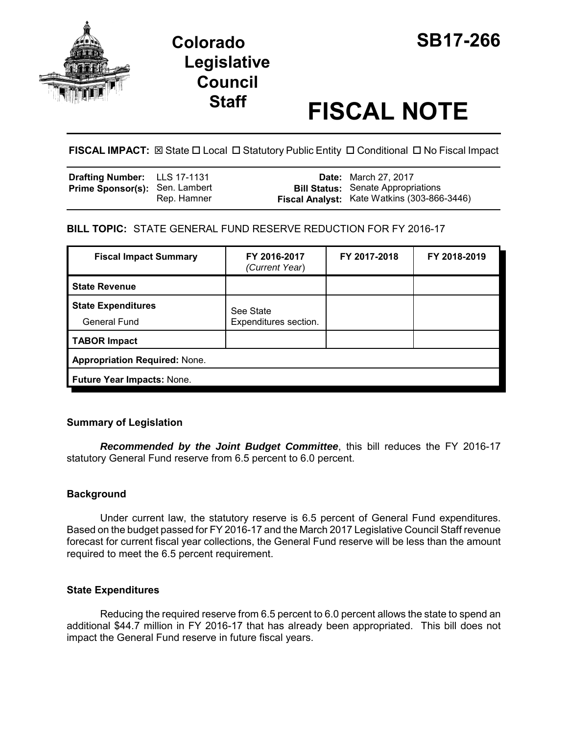# Colorado Legislative Council Staff

# SB17-266

# FISCAL NOTE

**FISCAL IMPACT:** ☒ State ☐ Local ☐ Statutory Public Entity ☐ Conditional ☐ No Fiscal Impact

| | | | |
|---|---|---|---|
| **Drafting Number:** | LLS 17-1131 | **Date:** | March 27, 2017 |
| **Prime Sponsor(s):** | Sen. Lambert<br>Rep. Hamner | **Bill Status:** | Senate Appropriations |
| | | **Fiscal Analyst:** | Kate Watkins (303-866-3446) |

**BILL TOPIC:** STATE GENERAL FUND RESERVE REDUCTION FOR FY 2016-17

| Fiscal Impact Summary | FY 2016-2017 *(Current Year)* | FY 2017-2018 | FY 2018-2019 |
|---|---|---|---|
| **State Revenue** | | | |
| **State Expenditures**<br>General Fund | See State Expenditures section. | | |
| **TABOR Impact** | | | |
| **Appropriation Required:** None. | | | |
| **Future Year Impacts:** None. | | | |

### Summary of Legislation

***Recommended by the Joint Budget Committee***, this bill reduces the FY 2016-17 statutory General Fund reserve from 6.5 percent to 6.0 percent.

### Background

Under current law, the statutory reserve is 6.5 percent of General Fund expenditures. Based on the budget passed for FY 2016-17 and the March 2017 Legislative Council Staff revenue forecast for current fiscal year collections, the General Fund reserve will be less than the amount required to meet the 6.5 percent requirement.

### State Expenditures

Reducing the required reserve from 6.5 percent to 6.0 percent allows the state to spend an additional $44.7 million in FY 2016-17 that has already been appropriated. This bill does not impact the General Fund reserve in future fiscal years.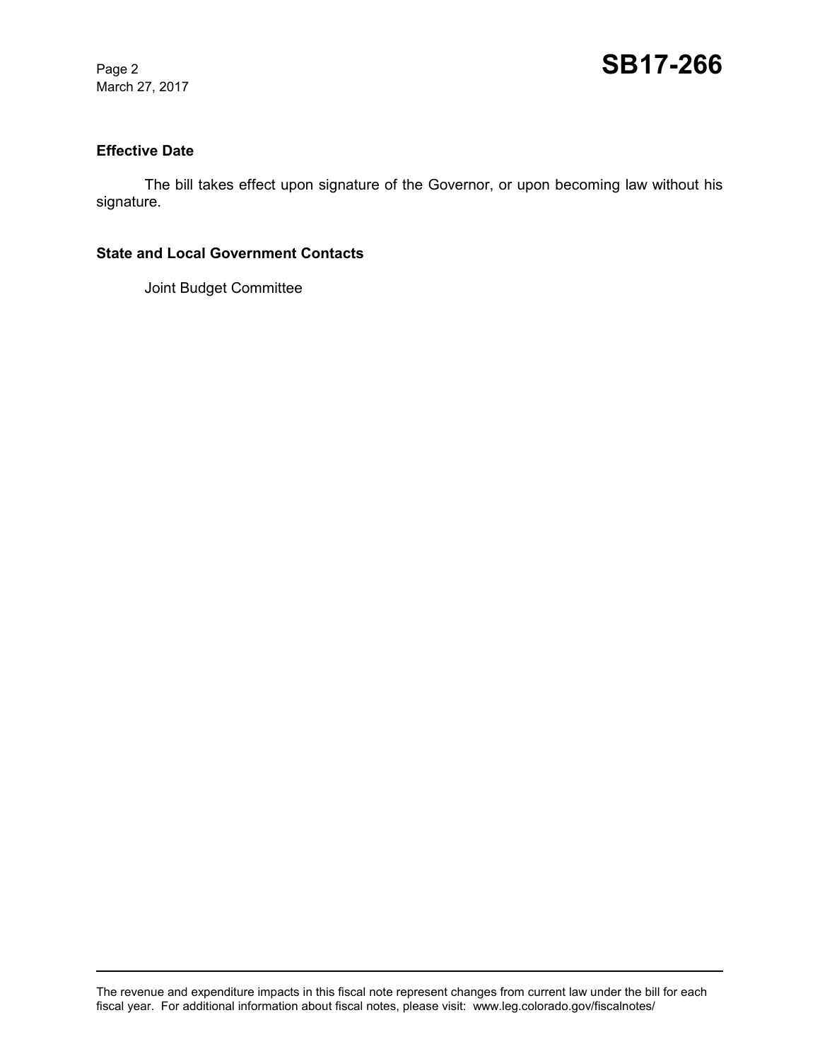## Effective Date

The bill takes effect upon signature of the Governor, or upon becoming law without his signature.

## State and Local Government Contacts

Joint Budget Committee

The revenue and expenditure impacts in this fiscal note represent changes from current law under the bill for each fiscal year. For additional information about fiscal notes, please visit: www.leg.colorado.gov/fiscalnotes/